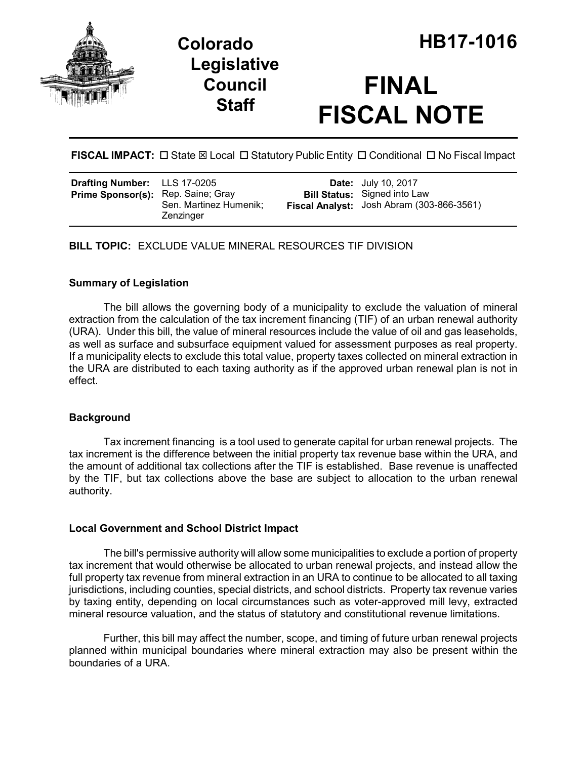# Colorado Legislative Council Staff

# HB17-1016

# FINAL FISCAL NOTE

**FISCAL IMPACT:** ☐ State ☒ Local ☐ Statutory Public Entity ☐ Conditional ☐ No Fiscal Impact

| | | | |
|---|---|---|---|
| **Drafting Number:** | LLS 17-0205 | **Date:** | July 10, 2017 |
| **Prime Sponsor(s):** | Rep. Saine; Gray<br>Sen. Martinez Humenik; Zenzinger | **Bill Status:** | Signed into Law |
| | | **Fiscal Analyst:** | Josh Abram (303-866-3561) |

**BILL TOPIC:** EXCLUDE VALUE MINERAL RESOURCES TIF DIVISION

## Summary of Legislation

The bill allows the governing body of a municipality to exclude the valuation of mineral extraction from the calculation of the tax increment financing (TIF) of an urban renewal authority (URA). Under this bill, the value of mineral resources include the value of oil and gas leaseholds, as well as surface and subsurface equipment valued for assessment purposes as real property. If a municipality elects to exclude this total value, property taxes collected on mineral extraction in the URA are distributed to each taxing authority as if the approved urban renewal plan is not in effect.

## Background

Tax increment financing is a tool used to generate capital for urban renewal projects. The tax increment is the difference between the initial property tax revenue base within the URA, and the amount of additional tax collections after the TIF is established. Base revenue is unaffected by the TIF, but tax collections above the base are subject to allocation to the urban renewal authority.

## Local Government and School District Impact

The bill's permissive authority will allow some municipalities to exclude a portion of property tax increment that would otherwise be allocated to urban renewal projects, and instead allow the full property tax revenue from mineral extraction in an URA to continue to be allocated to all taxing jurisdictions, including counties, special districts, and school districts. Property tax revenue varies by taxing entity, depending on local circumstances such as voter-approved mill levy, extracted mineral resource valuation, and the status of statutory and constitutional revenue limitations.

Further, this bill may affect the number, scope, and timing of future urban renewal projects planned within municipal boundaries where mineral extraction may also be present within the boundaries of a URA.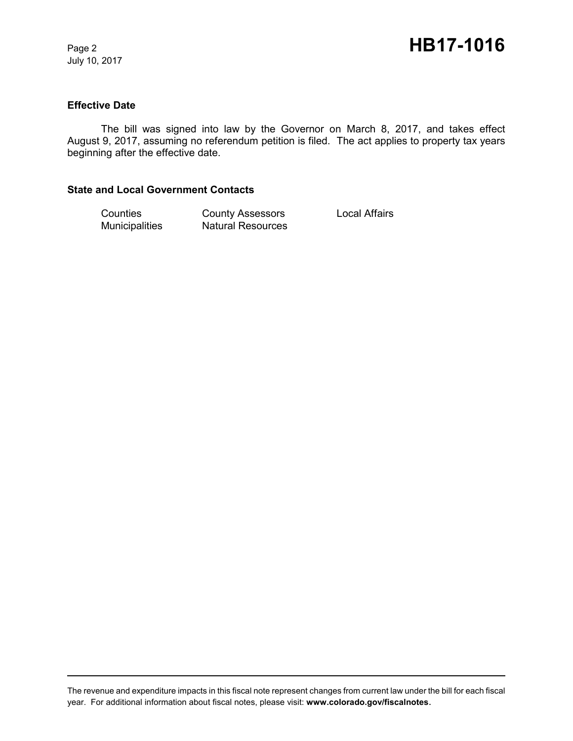### Effective Date

The bill was signed into law by the Governor on March 8, 2017, and takes effect August 9, 2017, assuming no referendum petition is filed. The act applies to property tax years beginning after the effective date.

### State and Local Government Contacts

| | | |
|---|---|---|
| Counties | County Assessors | Local Affairs |
| Municipalities | Natural Resources | |

The revenue and expenditure impacts in this fiscal note represent changes from current law under the bill for each fiscal year. For additional information about fiscal notes, please visit: **www.colorado.gov/fiscalnotes.**